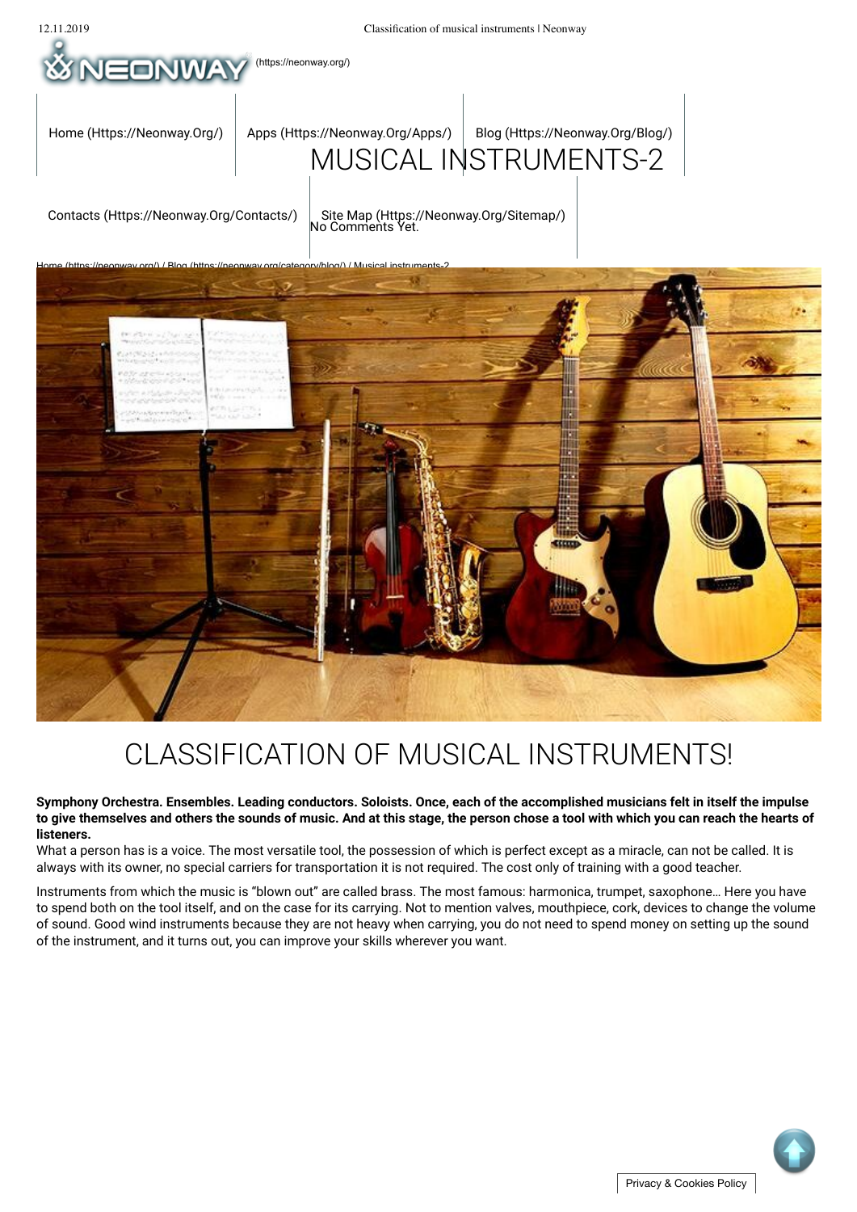(https://neonway.org/)

Home (Https://Neonway.Org/) | Apps (Https://Neonway.Org/Apps/) | Blog (Https://Neonway.Org/Blog/) | Contacts (Https://Neonway.Org/Contacts/) | Site Map (Https://Neonway.Org/Sitemap/)

# MUSICAL INSTRUMENTS-2

No Comments Yet.

Home (https://neonway.org/) / Blog (https://neonway.org/category/blog/) / Musical instruments-2

# CLASSIFICATION OF MUSICAL INSTRUMENTS!

**Symphony Orchestra. Ensembles. Leading conductors. Soloists. Once, each of the accomplished musicians felt in itself the impulse to give themselves and others the sounds of music. And at this stage, the person chose a tool with which you can reach the hearts of listeners.**

What a person has is a voice. The most versatile tool, the possession of which is perfect except as a miracle, can not be called. It is always with its owner, no special carriers for transportation it is not required. The cost only of training with a good teacher.

Instruments from which the music is "blown out" are called brass. The most famous: harmonica, trumpet, saxophone… Here you have to spend both on the tool itself, and on the case for its carrying. Not to mention valves, mouthpiece, cork, devices to change the volume of sound. Good wind instruments because they are not heavy when carrying, you do not need to spend money on setting up the sound of the instrument, and it turns out, you can improve your skills wherever you want.

Privacy & Cookies Policy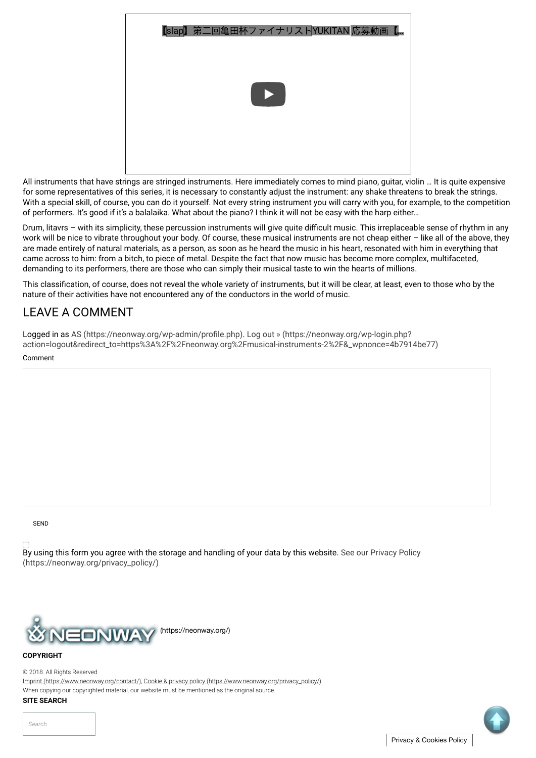【slap】第二回亀田杯ファイナリストYUKITAN 応募動画【...

All instruments that have strings are stringed instruments. Here immediately comes to mind piano, guitar, violin … It is quite expensive for some representatives of this series, it is necessary to constantly adjust the instrument: any shake threatens to break the strings. With a special skill, of course, you can do it yourself. Not every string instrument you will carry with you, for example, to the competition of performers. It's good if it's a balalaika. What about the piano? I think it will not be easy with the harp either…

Drum, litavrs – with its simplicity, these percussion instruments will give quite difficult music. This irreplaceable sense of rhythm in any work will be nice to vibrate throughout your body. Of course, these musical instruments are not cheap either – like all of the above, they are made entirely of natural materials, as a person, as soon as he heard the music in his heart, resonated with him in everything that came across to him: from a bitch, to piece of metal. Despite the fact that now music has become more complex, multifaceted, demanding to its performers, there are those who can simply their musical taste to win the hearts of millions.

This classification, of course, does not reveal the whole variety of instruments, but it will be clear, at least, even to those who by the nature of their activities have not encountered any of the conductors in the world of music.

## LEAVE A COMMENT

Logged in as AS (https://neonway.org/wp-admin/profile.php). Log out » (https://neonway.org/wp-login.php?action=logout&redirect_to=https%3A%2F%2Fneonway.org%2Fmusical-instruments-2%2F&_wpnonce=4b7914be77)

Comment

SEND

By using this form you agree with the storage and handling of your data by this website. See our Privacy Policy (https://neonway.org/privacy_policy/)

(https://neonway.org/)

**COPYRIGHT**

© 2018. All Rights Reserved

Imprint (https://www.neonway.org/contact/), Cookie & privacy policy (https://www.neonway.org/privacy_policy/)

When copying our copyrighted material, our website must be mentioned as the original source.

**SITE SEARCH**

Search

Privacy & Cookies Policy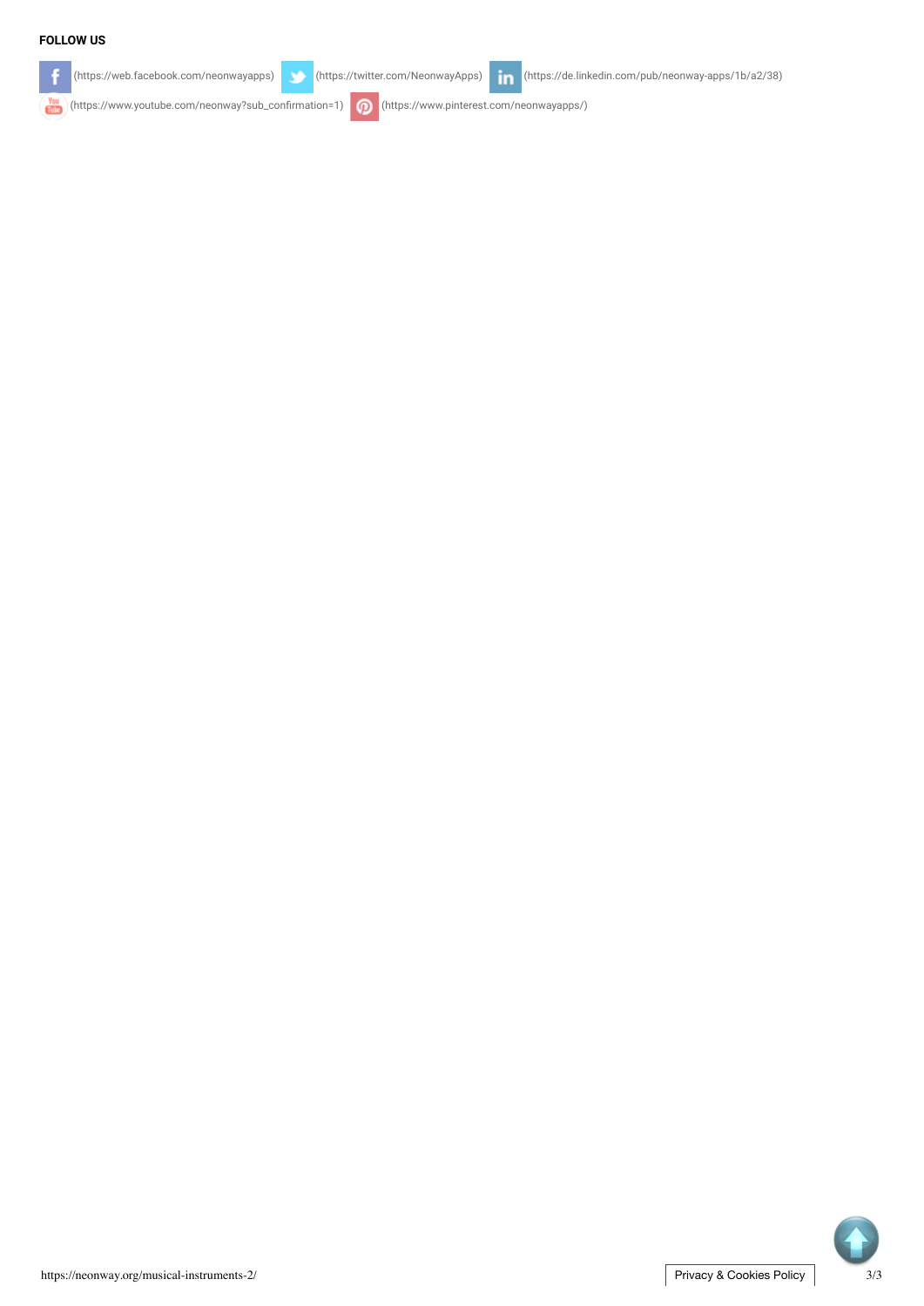**FOLLOW US**

(https://web.facebook.com/neonwayapps) (https://twitter.com/NeonwayApps) (https://de.linkedin.com/pub/neonway-apps/1b/a2/38) (https://www.youtube.com/neonway?sub_confirmation=1) (https://www.pinterest.com/neonwayapps/)

Privacy & Cookies Policy